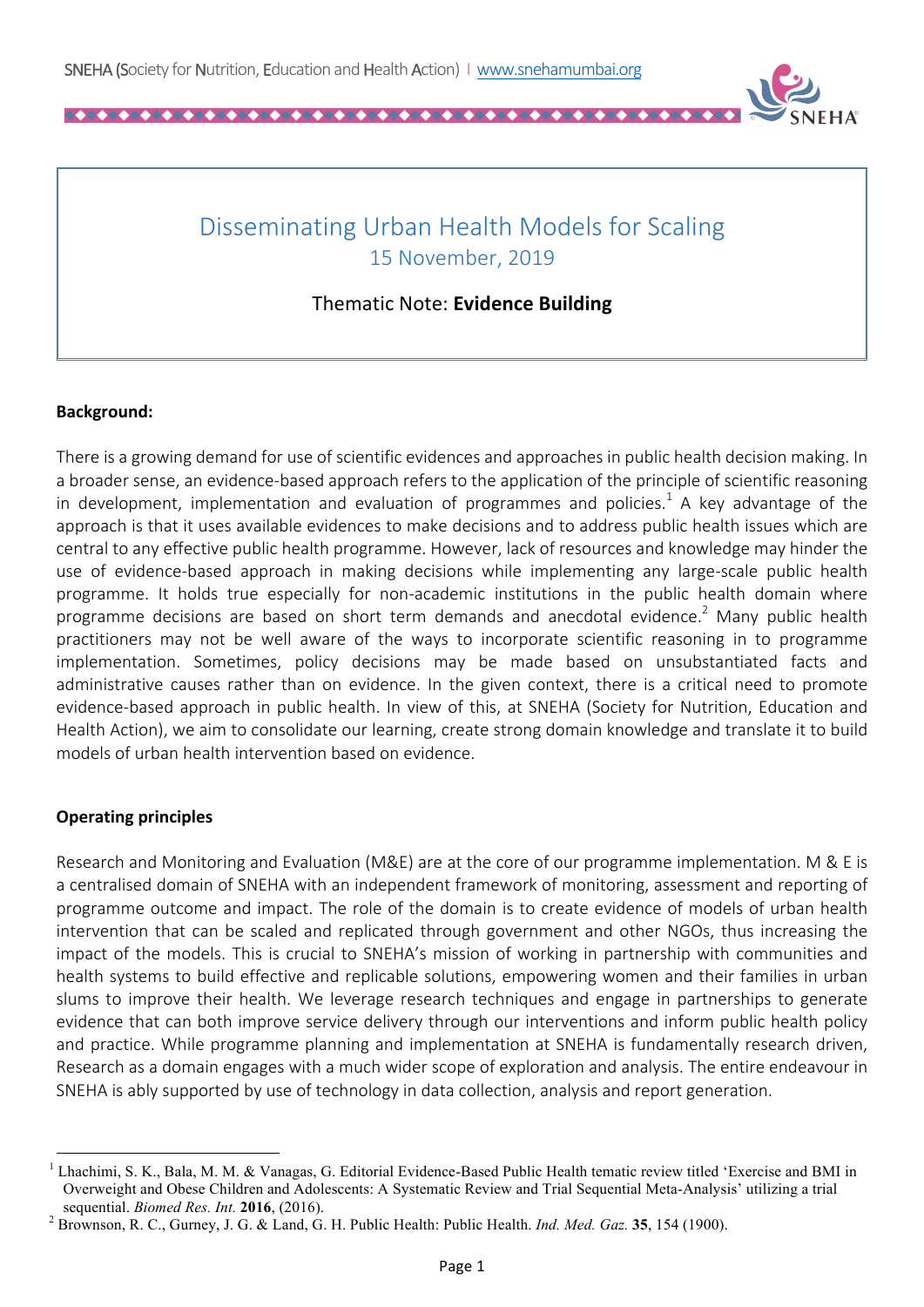# Disseminating Urban Health Models for Scaling

15 November, 2019

Thematic Note: **Evidence Building**

**Background:**

There is a growing demand for use of scientific evidences and approaches in public health decision making. In a broader sense, an evidence-based approach refers to the application of the principle of scientific reasoning in development, implementation and evaluation of programmes and policies.[1] A key advantage of the approach is that it uses available evidences to make decisions and to address public health issues which are central to any effective public health programme. However, lack of resources and knowledge may hinder the use of evidence-based approach in making decisions while implementing any large-scale public health programme. It holds true especially for non-academic institutions in the public health domain where programme decisions are based on short term demands and anecdotal evidence.[2] Many public health practitioners may not be well aware of the ways to incorporate scientific reasoning in to programme implementation. Sometimes, policy decisions may be made based on unsubstantiated facts and administrative causes rather than on evidence. In the given context, there is a critical need to promote evidence-based approach in public health. In view of this, at SNEHA (Society for Nutrition, Education and Health Action), we aim to consolidate our learning, create strong domain knowledge and translate it to build models of urban health intervention based on evidence.

**Operating principles**

Research and Monitoring and Evaluation (M&E) are at the core of our programme implementation. M & E is a centralised domain of SNEHA with an independent framework of monitoring, assessment and reporting of programme outcome and impact. The role of the domain is to create evidence of models of urban health intervention that can be scaled and replicated through government and other NGOs, thus increasing the impact of the models. This is crucial to SNEHA's mission of working in partnership with communities and health systems to build effective and replicable solutions, empowering women and their families in urban slums to improve their health. We leverage research techniques and engage in partnerships to generate evidence that can both improve service delivery through our interventions and inform public health policy and practice. While programme planning and implementation at SNEHA is fundamentally research driven, Research as a domain engages with a much wider scope of exploration and analysis. The entire endeavour in SNEHA is ably supported by use of technology in data collection, analysis and report generation.

---

[1] Lhachimi, S. K., Bala, M. M. & Vanagas, G. Editorial Evidence-Based Public Health tematic review titled 'Exercise and BMI in Overweight and Obese Children and Adolescents: A Systematic Review and Trial Sequential Meta-Analysis' utilizing a trial sequential. *Biomed Res. Int.* **2016**, (2016).

[2] Brownson, R. C., Gurney, J. G. & Land, G. H. Public Health: Public Health. *Ind. Med. Gaz.* **35**, 154 (1900).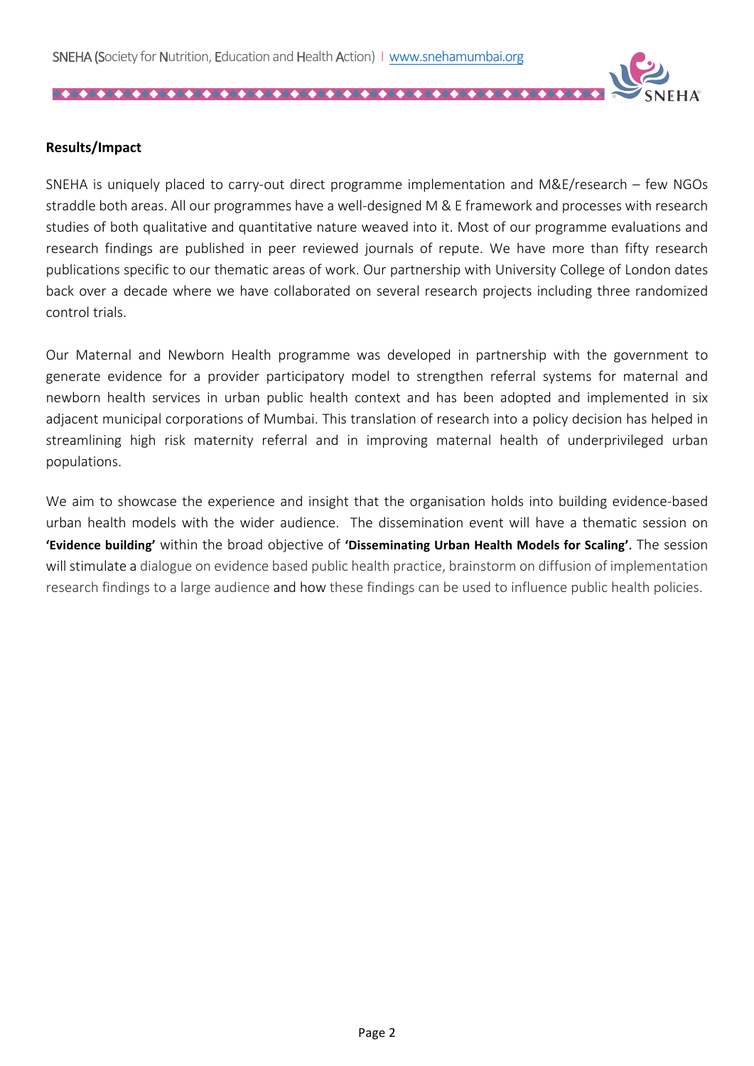**Results/Impact**

SNEHA is uniquely placed to carry-out direct programme implementation and M&E/research – few NGOs straddle both areas. All our programmes have a well-designed M & E framework and processes with research studies of both qualitative and quantitative nature weaved into it. Most of our programme evaluations and research findings are published in peer reviewed journals of repute. We have more than fifty research publications specific to our thematic areas of work. Our partnership with University College of London dates back over a decade where we have collaborated on several research projects including three randomized control trials.

Our Maternal and Newborn Health programme was developed in partnership with the government to generate evidence for a provider participatory model to strengthen referral systems for maternal and newborn health services in urban public health context and has been adopted and implemented in six adjacent municipal corporations of Mumbai. This translation of research into a policy decision has helped in streamlining high risk maternity referral and in improving maternal health of underprivileged urban populations.

We aim to showcase the experience and insight that the organisation holds into building evidence-based urban health models with the wider audience. The dissemination event will have a thematic session on **'Evidence building'** within the broad objective of **'Disseminating Urban Health Models for Scaling'.** The session will stimulate a dialogue on evidence based public health practice, brainstorm on diffusion of implementation research findings to a large audience and how these findings can be used to influence public health policies.